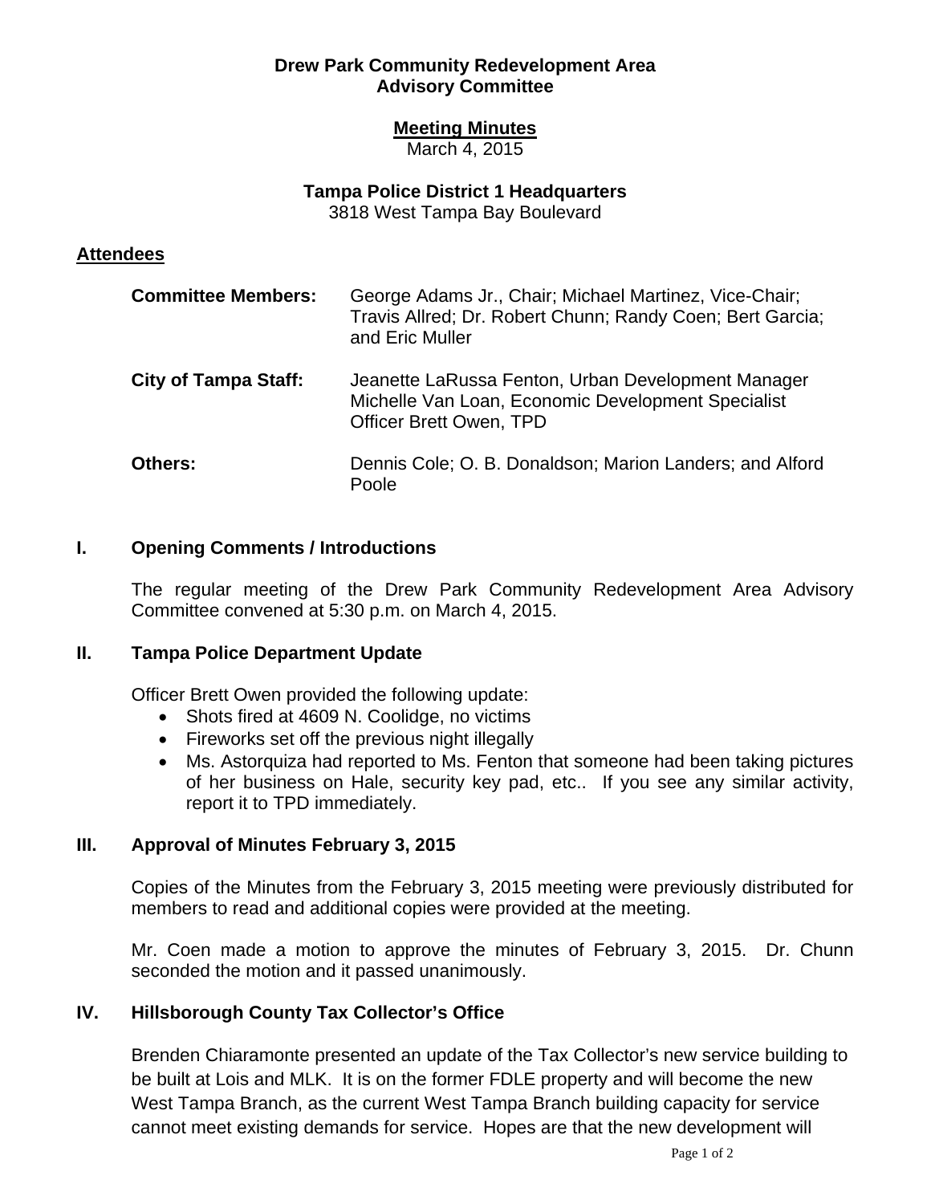# Drew Park Community Redevelopment Area
# Advisory Committee

## Meeting Minutes
March 4, 2015

### Tampa Police District 1 Headquarters
3818 West Tampa Bay Boulevard

## Attendees

**Committee Members:** George Adams Jr., Chair; Michael Martinez, Vice-Chair; Travis Allred; Dr. Robert Chunn; Randy Coen; Bert Garcia; and Eric Muller

**City of Tampa Staff:** Jeanette LaRussa Fenton, Urban Development Manager
Michelle Van Loan, Economic Development Specialist
Officer Brett Owen, TPD

**Others:** Dennis Cole; O. B. Donaldson; Marion Landers; and Alford Poole

## I. Opening Comments / Introductions

The regular meeting of the Drew Park Community Redevelopment Area Advisory Committee convened at 5:30 p.m. on March 4, 2015.

## II. Tampa Police Department Update

Officer Brett Owen provided the following update:

- Shots fired at 4609 N. Coolidge, no victims
- Fireworks set off the previous night illegally
- Ms. Astorquiza had reported to Ms. Fenton that someone had been taking pictures of her business on Hale, security key pad, etc.. If you see any similar activity, report it to TPD immediately.

## III. Approval of Minutes February 3, 2015

Copies of the Minutes from the February 3, 2015 meeting were previously distributed for members to read and additional copies were provided at the meeting.

Mr. Coen made a motion to approve the minutes of February 3, 2015. Dr. Chunn seconded the motion and it passed unanimously.

## IV. Hillsborough County Tax Collector's Office

Brenden Chiaramonte presented an update of the Tax Collector's new service building to be built at Lois and MLK. It is on the former FDLE property and will become the new West Tampa Branch, as the current West Tampa Branch building capacity for service cannot meet existing demands for service. Hopes are that the new development will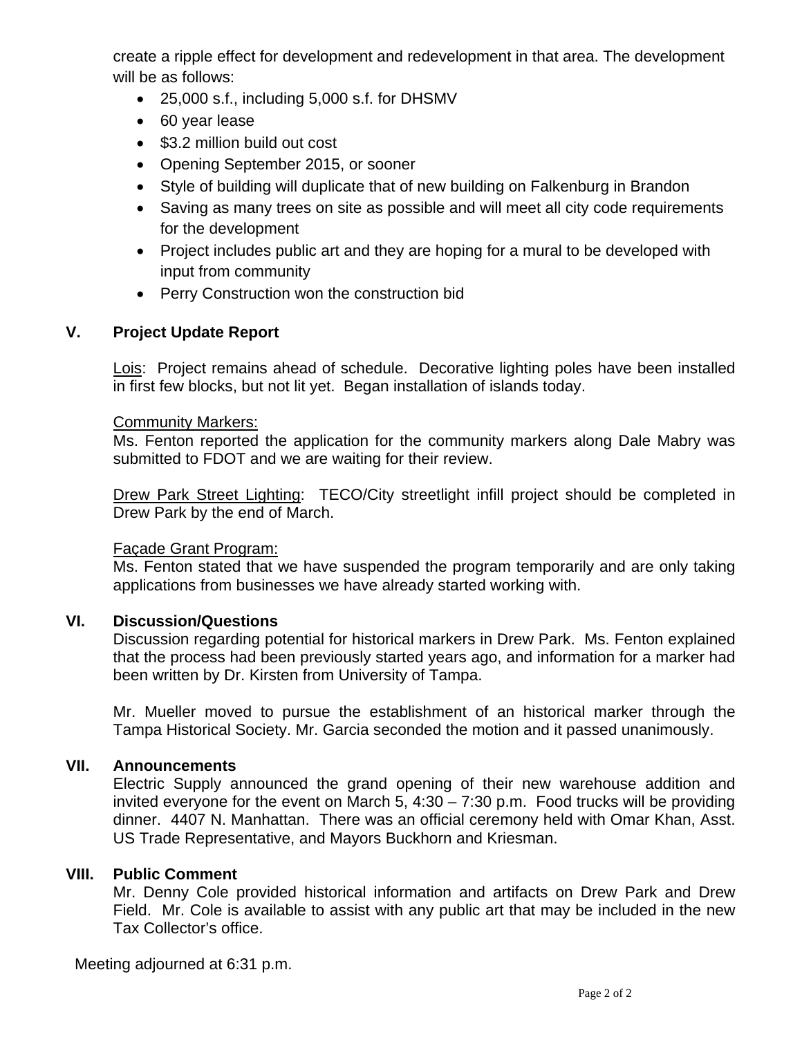create a ripple effect for development and redevelopment in that area. The development will be as follows:

- 25,000 s.f., including 5,000 s.f. for DHSMV
- 60 year lease
- $3.2 million build out cost
- Opening September 2015, or sooner
- Style of building will duplicate that of new building on Falkenburg in Brandon
- Saving as many trees on site as possible and will meet all city code requirements for the development
- Project includes public art and they are hoping for a mural to be developed with input from community
- Perry Construction won the construction bid

## V. Project Update Report

Lois: Project remains ahead of schedule. Decorative lighting poles have been installed in first few blocks, but not lit yet. Began installation of islands today.

Community Markers:
Ms. Fenton reported the application for the community markers along Dale Mabry was submitted to FDOT and we are waiting for their review.

Drew Park Street Lighting: TECO/City streetlight infill project should be completed in Drew Park by the end of March.

Façade Grant Program:
Ms. Fenton stated that we have suspended the program temporarily and are only taking applications from businesses we have already started working with.

## VI. Discussion/Questions

Discussion regarding potential for historical markers in Drew Park. Ms. Fenton explained that the process had been previously started years ago, and information for a marker had been written by Dr. Kirsten from University of Tampa.

Mr. Mueller moved to pursue the establishment of an historical marker through the Tampa Historical Society. Mr. Garcia seconded the motion and it passed unanimously.

## VII. Announcements

Electric Supply announced the grand opening of their new warehouse addition and invited everyone for the event on March 5, 4:30 – 7:30 p.m. Food trucks will be providing dinner. 4407 N. Manhattan. There was an official ceremony held with Omar Khan, Asst. US Trade Representative, and Mayors Buckhorn and Kriesman.

## VIII. Public Comment

Mr. Denny Cole provided historical information and artifacts on Drew Park and Drew Field. Mr. Cole is available to assist with any public art that may be included in the new Tax Collector's office.

Meeting adjourned at 6:31 p.m.